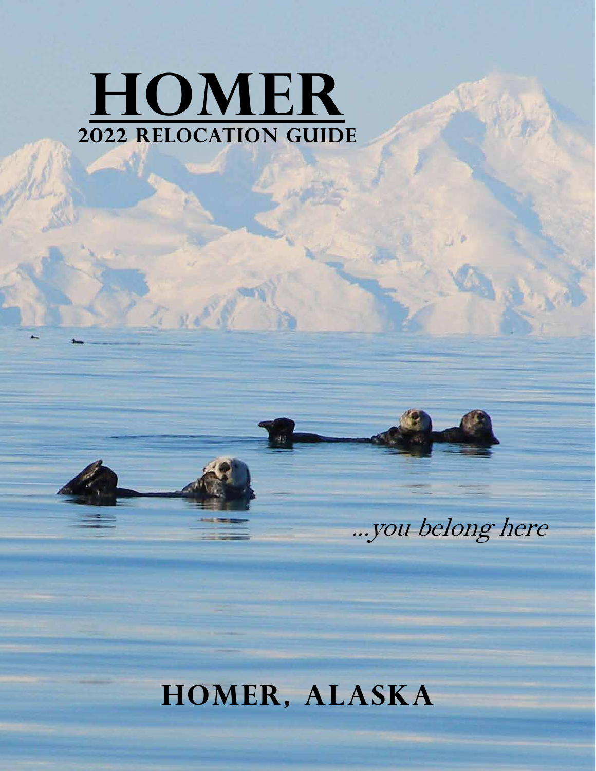# HOMER

## 2022 RELOCATION GUIDE

*...you belong here*

## HOMER, ALASKA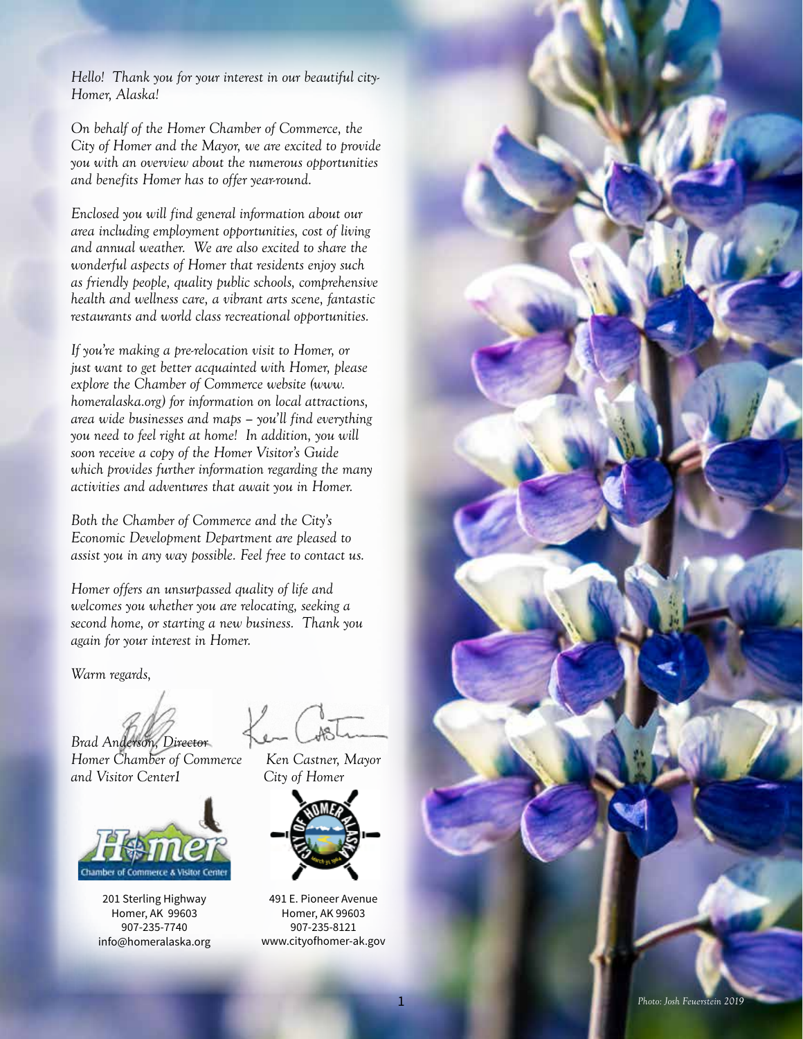*Hello! Thank you for your interest in our beautiful city-Homer, Alaska!*

*On behalf of the Homer Chamber of Commerce, the City of Homer and the Mayor, we are excited to provide you with an overview about the numerous opportunities and benefits Homer has to offer year-round.*

*Enclosed you will find general information about our area including employment opportunities, cost of living and annual weather. We are also excited to share the wonderful aspects of Homer that residents enjoy such as friendly people, quality public schools, comprehensive health and wellness care, a vibrant arts scene, fantastic restaurants and world class recreational opportunities.*

*If you're making a pre-relocation visit to Homer, or just want to get better acquainted with Homer, please explore the Chamber of Commerce website (www.homeralaska.org) for information on local attractions, area wide businesses and maps – you'll find everything you need to feel right at home! In addition, you will soon receive a copy of the Homer Visitor's Guide which provides further information regarding the many activities and adventures that await you in Homer.*

*Both the Chamber of Commerce and the City's Economic Development Department are pleased to assist you in any way possible. Feel free to contact us.*

*Homer offers an unsurpassed quality of life and welcomes you whether you are relocating, seeking a second home, or starting a new business. Thank you again for your interest in Homer.*

*Warm regards,*

*Brad Anderson, Director*
*Homer Chamber of Commerce and Visitor Center1*

201 Sterling Highway
Homer, AK 99603
907-235-7740
info@homeralaska.org

*Ken Castner, Mayor*
*City of Homer*

491 E. Pioneer Avenue
Homer, AK 99603
907-235-8121
www.cityofhomer-ak.gov

*Photo: Josh Feuerstein 2019*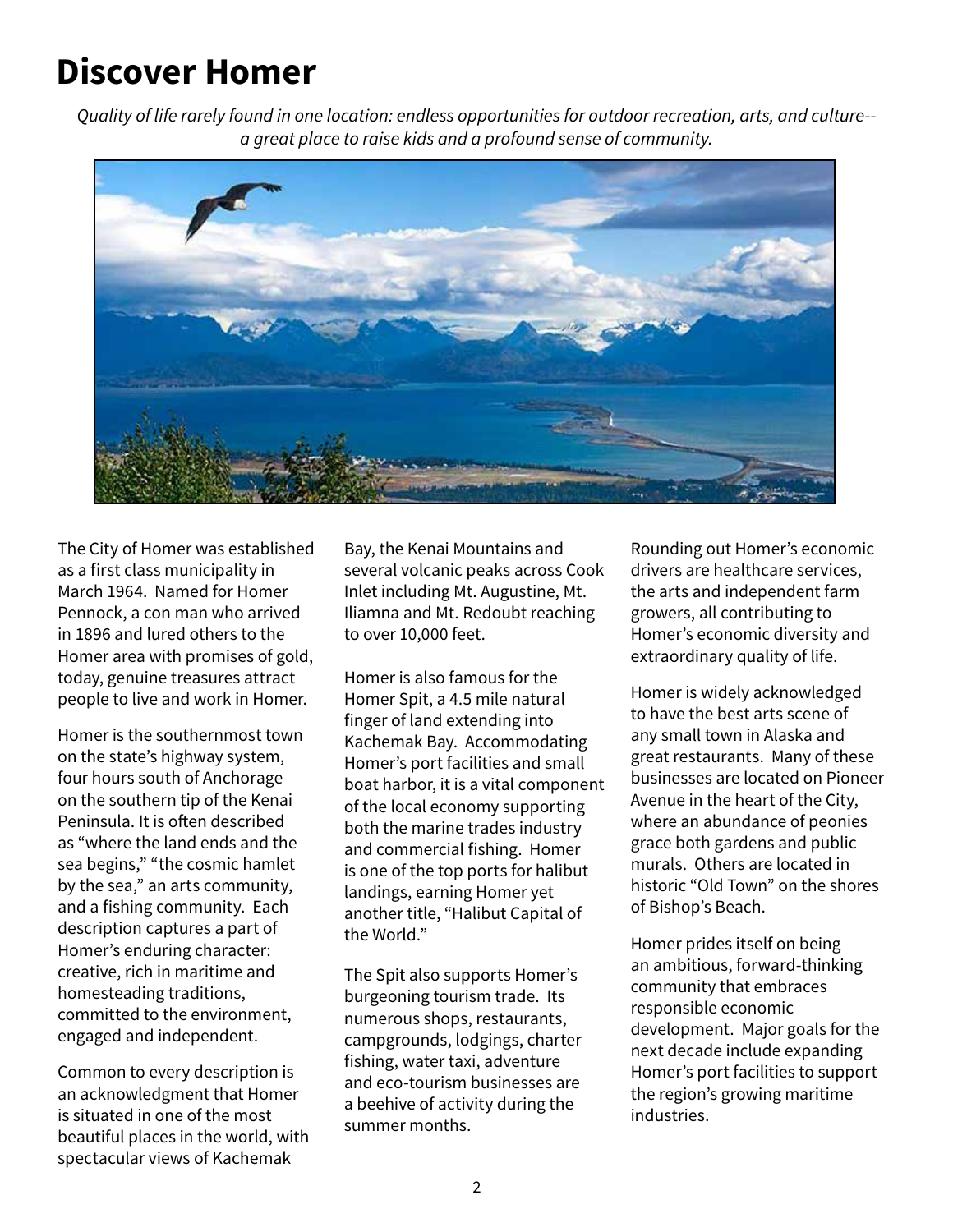# Discover Homer

*Quality of life rarely found in one location: endless opportunities for outdoor recreation, arts, and culture--a great place to raise kids and a profound sense of community.*

The City of Homer was established as a first class municipality in March 1964. Named for Homer Pennock, a con man who arrived in 1896 and lured others to the Homer area with promises of gold, today, genuine treasures attract people to live and work in Homer.

Homer is the southernmost town on the state's highway system, four hours south of Anchorage on the southern tip of the Kenai Peninsula. It is often described as "where the land ends and the sea begins," "the cosmic hamlet by the sea," an arts community, and a fishing community. Each description captures a part of Homer's enduring character: creative, rich in maritime and homesteading traditions, committed to the environment, engaged and independent.

Common to every description is an acknowledgment that Homer is situated in one of the most beautiful places in the world, with spectacular views of Kachemak Bay, the Kenai Mountains and several volcanic peaks across Cook Inlet including Mt. Augustine, Mt. Iliamna and Mt. Redoubt reaching to over 10,000 feet.

Homer is also famous for the Homer Spit, a 4.5 mile natural finger of land extending into Kachemak Bay. Accommodating Homer's port facilities and small boat harbor, it is a vital component of the local economy supporting both the marine trades industry and commercial fishing. Homer is one of the top ports for halibut landings, earning Homer yet another title, "Halibut Capital of the World."

The Spit also supports Homer's burgeoning tourism trade. Its numerous shops, restaurants, campgrounds, lodgings, charter fishing, water taxi, adventure and eco-tourism businesses are a beehive of activity during the summer months.

Rounding out Homer's economic drivers are healthcare services, the arts and independent farm growers, all contributing to Homer's economic diversity and extraordinary quality of life.

Homer is widely acknowledged to have the best arts scene of any small town in Alaska and great restaurants. Many of these businesses are located on Pioneer Avenue in the heart of the City, where an abundance of peonies grace both gardens and public murals. Others are located in historic "Old Town" on the shores of Bishop's Beach.

Homer prides itself on being an ambitious, forward-thinking community that embraces responsible economic development. Major goals for the next decade include expanding Homer's port facilities to support the region's growing maritime industries.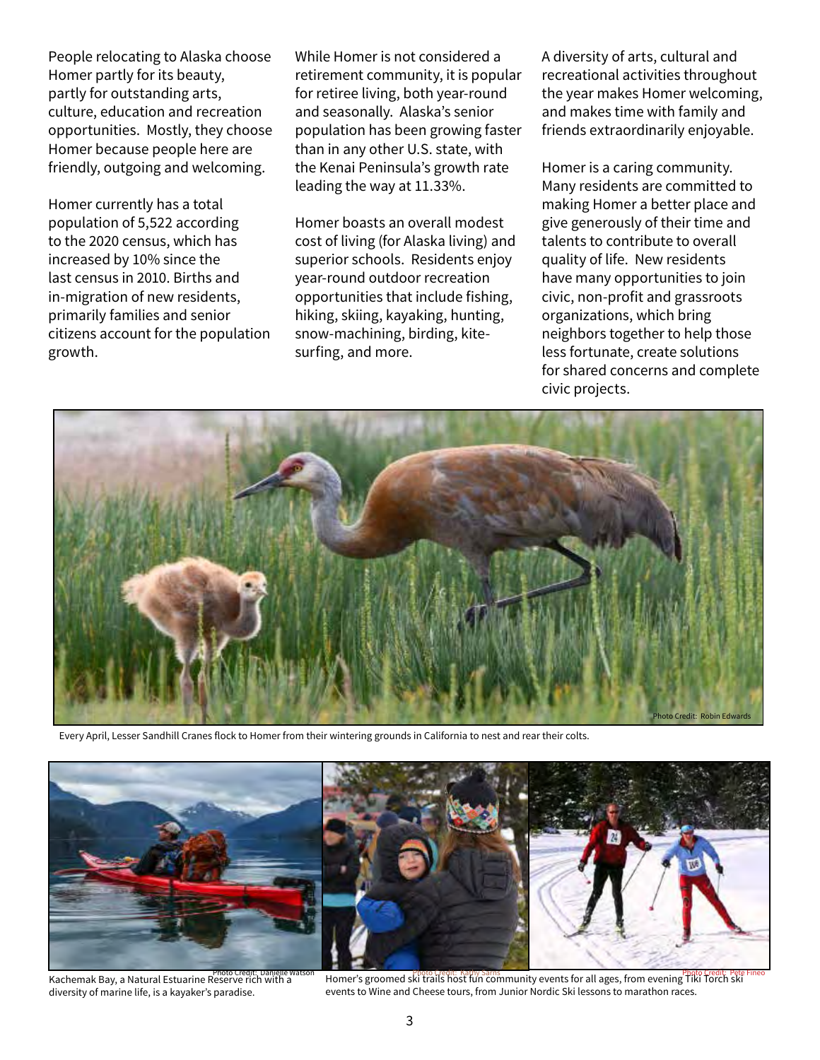People relocating to Alaska choose Homer partly for its beauty, partly for outstanding arts, culture, education and recreation opportunities. Mostly, they choose Homer because people here are friendly, outgoing and welcoming.

Homer currently has a total population of 5,522 according to the 2020 census, which has increased by 10% since the last census in 2010. Births and in-migration of new residents, primarily families and senior citizens account for the population growth.

While Homer is not considered a retirement community, it is popular for retiree living, both year-round and seasonally. Alaska's senior population has been growing faster than in any other U.S. state, with the Kenai Peninsula's growth rate leading the way at 11.33%.

Homer boasts an overall modest cost of living (for Alaska living) and superior schools. Residents enjoy year-round outdoor recreation opportunities that include fishing, hiking, skiing, kayaking, hunting, snow-machining, birding, kite-surfing, and more.

A diversity of arts, cultural and recreational activities throughout the year makes Homer welcoming, and makes time with family and friends extraordinarily enjoyable.

Homer is a caring community. Many residents are committed to making Homer a better place and give generously of their time and talents to contribute to overall quality of life. New residents have many opportunities to join civic, non-profit and grassroots organizations, which bring neighbors together to help those less fortunate, create solutions for shared concerns and complete civic projects.

Photo Credit: Robin Edwards

Every April, Lesser Sandhill Cranes flock to Homer from their wintering grounds in California to nest and rear their colts.

Photo Credit: Danielle Watson

Kachemak Bay, a Natural Estuarine Reserve rich with a diversity of marine life, is a kayaker's paradise.

Photo Credit: Kathy Sarns

Photo Credit: Pete Fineo

Homer's groomed ski trails host fun community events for all ages, from evening Tiki Torch ski events to Wine and Cheese tours, from Junior Nordic Ski lessons to marathon races.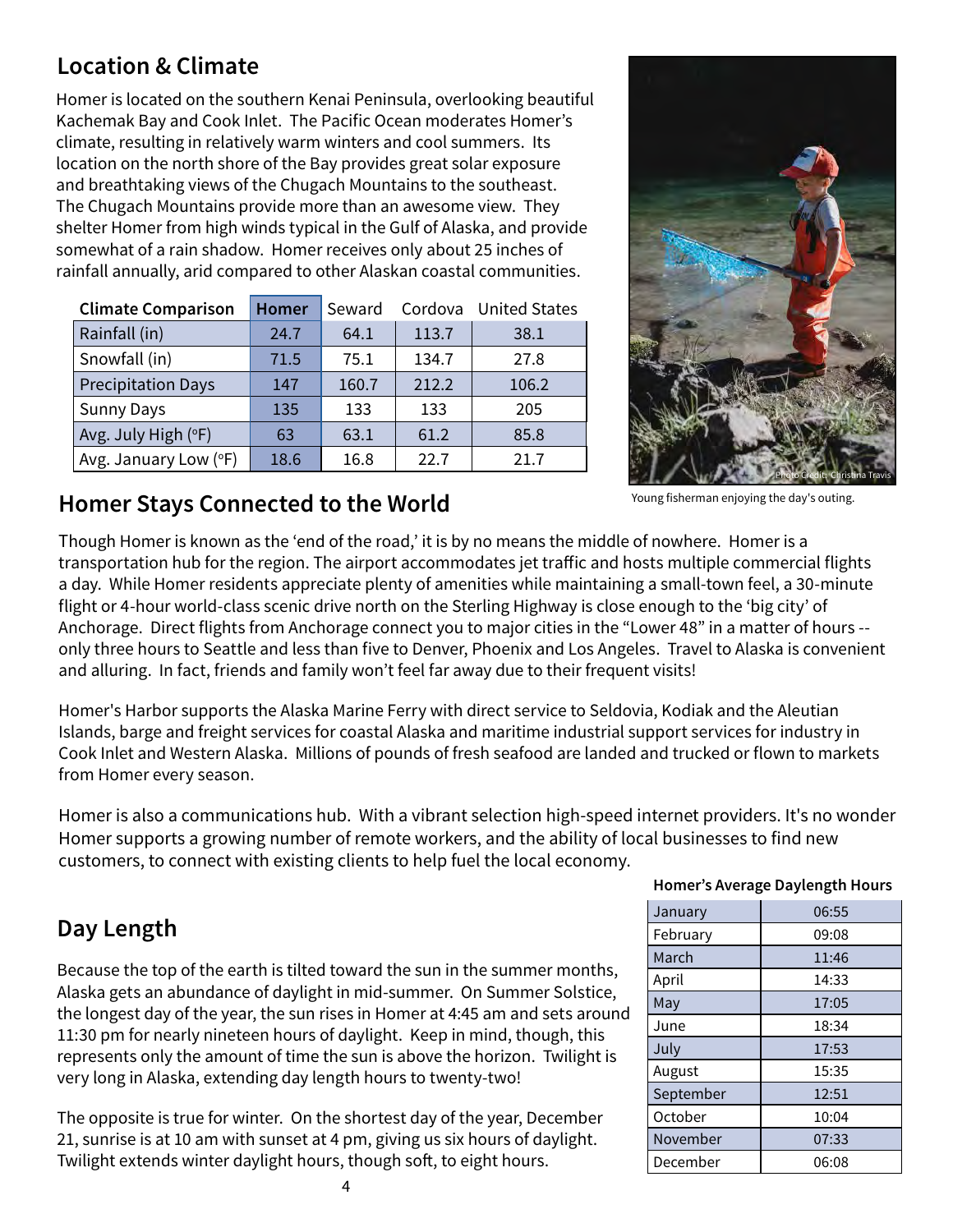## Location & Climate

Homer is located on the southern Kenai Peninsula, overlooking beautiful Kachemak Bay and Cook Inlet. The Pacific Ocean moderates Homer's climate, resulting in relatively warm winters and cool summers. Its location on the north shore of the Bay provides great solar exposure and breathtaking views of the Chugach Mountains to the southeast. The Chugach Mountains provide more than an awesome view. They shelter Homer from high winds typical in the Gulf of Alaska, and provide somewhat of a rain shadow. Homer receives only about 25 inches of rainfall annually, arid compared to other Alaskan coastal communities.

| Climate Comparison | Homer | Seward | Cordova | United States |
|---|---|---|---|---|
| Rainfall (in) | 24.7 | 64.1 | 113.7 | 38.1 |
| Snowfall (in) | 71.5 | 75.1 | 134.7 | 27.8 |
| Precipitation Days | 147 | 160.7 | 212.2 | 106.2 |
| Sunny Days | 135 | 133 | 133 | 205 |
| Avg. July High (°F) | 63 | 63.1 | 61.2 | 85.8 |
| Avg. January Low (°F) | 18.6 | 16.8 | 22.7 | 21.7 |

Photo Credit: Christina Travis

Young fisherman enjoying the day's outing.

## Homer Stays Connected to the World

Though Homer is known as the 'end of the road,' it is by no means the middle of nowhere. Homer is a transportation hub for the region. The airport accommodates jet traffic and hosts multiple commercial flights a day. While Homer residents appreciate plenty of amenities while maintaining a small-town feel, a 30-minute flight or 4-hour world-class scenic drive north on the Sterling Highway is close enough to the 'big city' of Anchorage. Direct flights from Anchorage connect you to major cities in the "Lower 48" in a matter of hours -- only three hours to Seattle and less than five to Denver, Phoenix and Los Angeles. Travel to Alaska is convenient and alluring. In fact, friends and family won't feel far away due to their frequent visits!

Homer's Harbor supports the Alaska Marine Ferry with direct service to Seldovia, Kodiak and the Aleutian Islands, barge and freight services for coastal Alaska and maritime industrial support services for industry in Cook Inlet and Western Alaska. Millions of pounds of fresh seafood are landed and trucked or flown to markets from Homer every season.

Homer is also a communications hub. With a vibrant selection high-speed internet providers. It's no wonder Homer supports a growing number of remote workers, and the ability of local businesses to find new customers, to connect with existing clients to help fuel the local economy.

## Day Length

Because the top of the earth is tilted toward the sun in the summer months, Alaska gets an abundance of daylight in mid-summer. On Summer Solstice, the longest day of the year, the sun rises in Homer at 4:45 am and sets around 11:30 pm for nearly nineteen hours of daylight. Keep in mind, though, this represents only the amount of time the sun is above the horizon. Twilight is very long in Alaska, extending day length hours to twenty-two!

The opposite is true for winter. On the shortest day of the year, December 21, sunrise is at 10 am with sunset at 4 pm, giving us six hours of daylight. Twilight extends winter daylight hours, though soft, to eight hours.

**Homer's Average Daylength Hours**

| Month | Hours |
|---|---|
| January | 06:55 |
| February | 09:08 |
| March | 11:46 |
| April | 14:33 |
| May | 17:05 |
| June | 18:34 |
| July | 17:53 |
| August | 15:35 |
| September | 12:51 |
| October | 10:04 |
| November | 07:33 |
| December | 06:08 |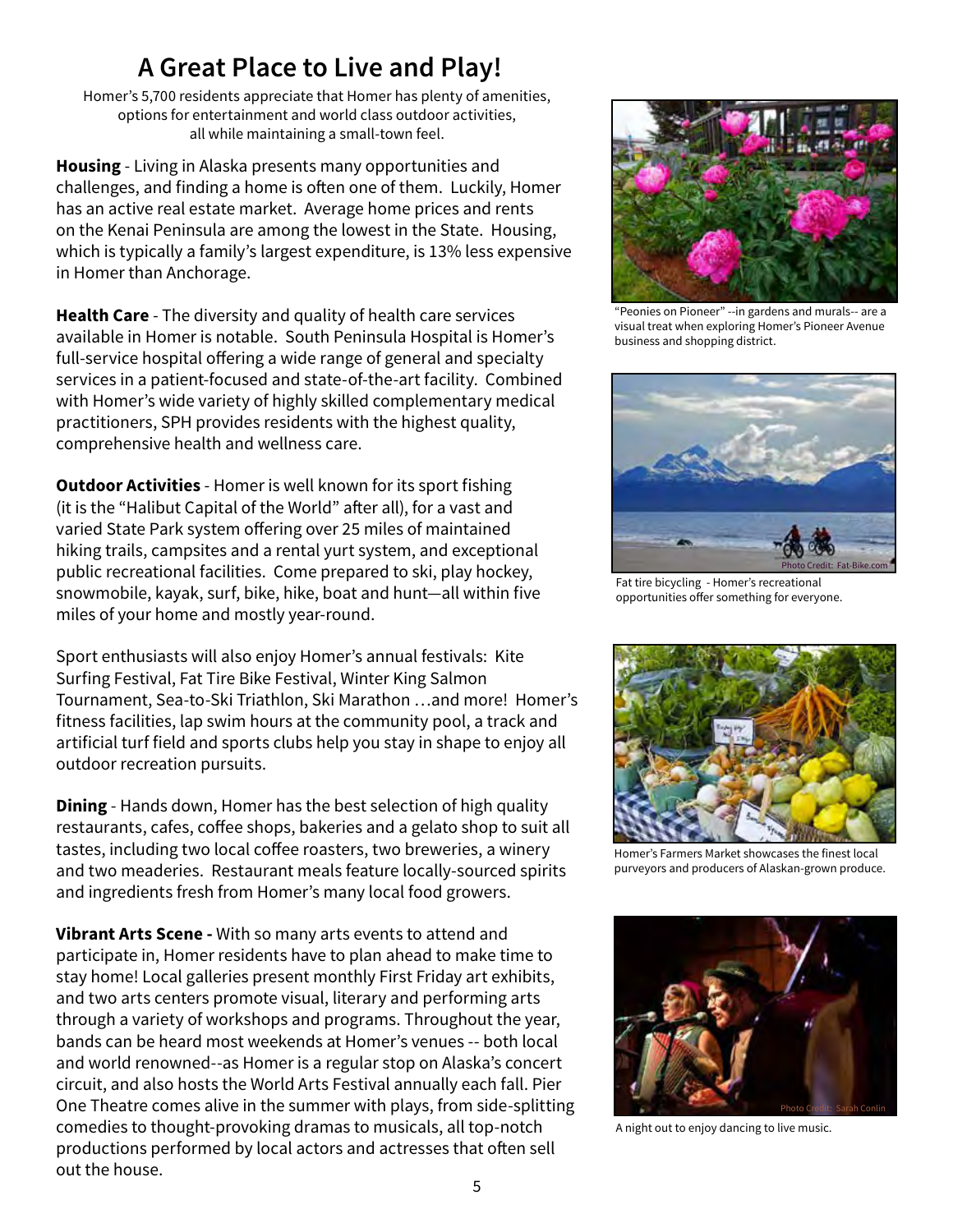# A Great Place to Live and Play!

Homer's 5,700 residents appreciate that Homer has plenty of amenities, options for entertainment and world class outdoor activities, all while maintaining a small-town feel.

**Housing** - Living in Alaska presents many opportunities and challenges, and finding a home is often one of them. Luckily, Homer has an active real estate market. Average home prices and rents on the Kenai Peninsula are among the lowest in the State. Housing, which is typically a family's largest expenditure, is 13% less expensive in Homer than Anchorage.

**Health Care** - The diversity and quality of health care services available in Homer is notable. South Peninsula Hospital is Homer's full-service hospital offering a wide range of general and specialty services in a patient-focused and state-of-the-art facility. Combined with Homer's wide variety of highly skilled complementary medical practitioners, SPH provides residents with the highest quality, comprehensive health and wellness care.

**Outdoor Activities** - Homer is well known for its sport fishing (it is the "Halibut Capital of the World" after all), for a vast and varied State Park system offering over 25 miles of maintained hiking trails, campsites and a rental yurt system, and exceptional public recreational facilities. Come prepared to ski, play hockey, snowmobile, kayak, surf, bike, hike, boat and hunt—all within five miles of your home and mostly year-round.

Sport enthusiasts will also enjoy Homer's annual festivals: Kite Surfing Festival, Fat Tire Bike Festival, Winter King Salmon Tournament, Sea-to-Ski Triathlon, Ski Marathon …and more! Homer's fitness facilities, lap swim hours at the community pool, a track and artificial turf field and sports clubs help you stay in shape to enjoy all outdoor recreation pursuits.

**Dining** - Hands down, Homer has the best selection of high quality restaurants, cafes, coffee shops, bakeries and a gelato shop to suit all tastes, including two local coffee roasters, two breweries, a winery and two meaderies. Restaurant meals feature locally-sourced spirits and ingredients fresh from Homer's many local food growers.

**Vibrant Arts Scene -** With so many arts events to attend and participate in, Homer residents have to plan ahead to make time to stay home! Local galleries present monthly First Friday art exhibits, and two arts centers promote visual, literary and performing arts through a variety of workshops and programs. Throughout the year, bands can be heard most weekends at Homer's venues -- both local and world renowned--as Homer is a regular stop on Alaska's concert circuit, and also hosts the World Arts Festival annually each fall. Pier One Theatre comes alive in the summer with plays, from side-splitting comedies to thought-provoking dramas to musicals, all top-notch productions performed by local actors and actresses that often sell out the house.

"Peonies on Pioneer" --in gardens and murals-- are a visual treat when exploring Homer's Pioneer Avenue business and shopping district.

Photo Credit: Fat-Bike.com

Fat tire bicycling - Homer's recreational opportunities offer something for everyone.

Homer's Farmers Market showcases the finest local purveyors and producers of Alaskan-grown produce.

Photo Credit: Sarah Conlin

A night out to enjoy dancing to live music.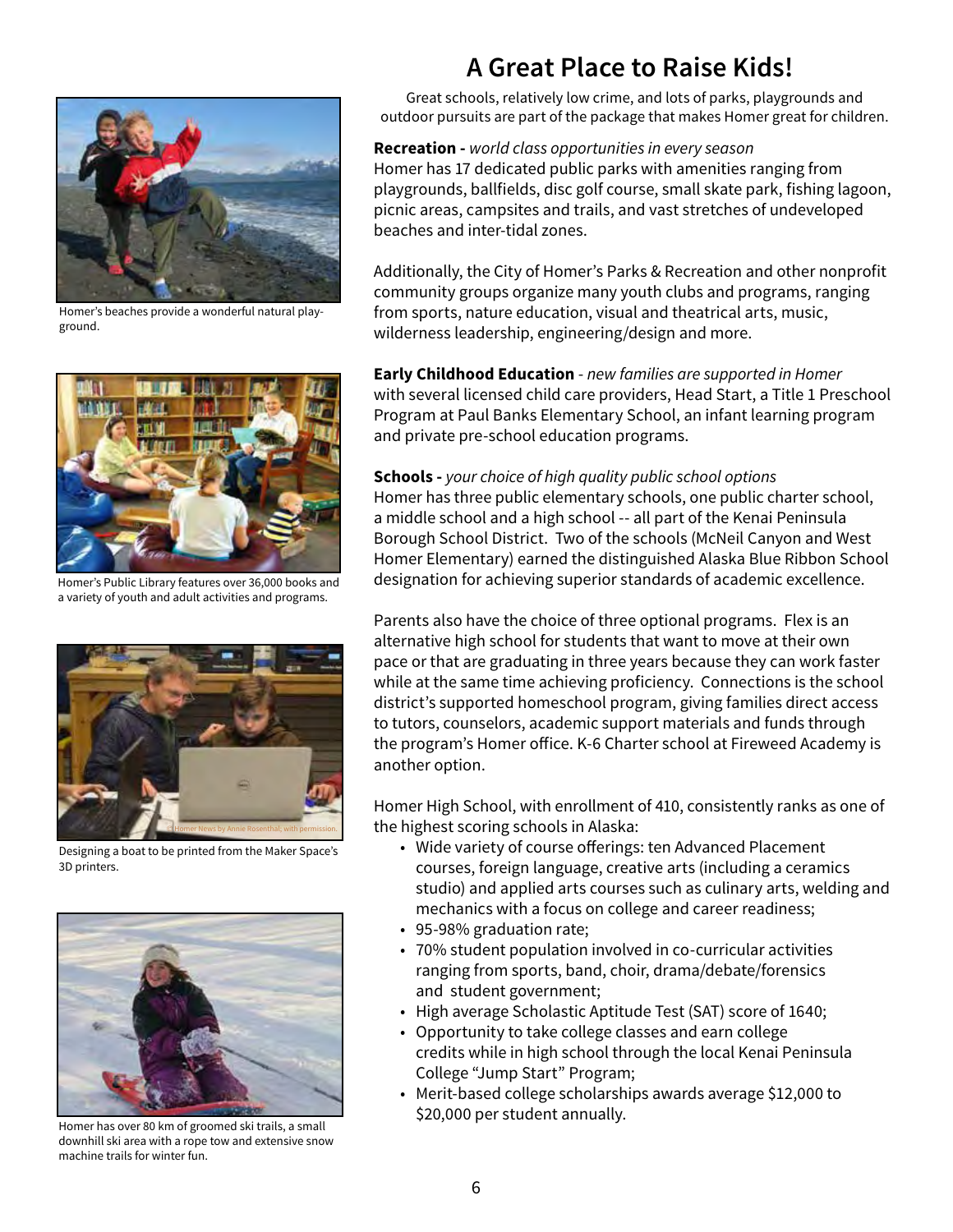# A Great Place to Raise Kids!

Great schools, relatively low crime, and lots of parks, playgrounds and outdoor pursuits are part of the package that makes Homer great for children.

**Recreation -** *world class opportunities in every season*
Homer has 17 dedicated public parks with amenities ranging from playgrounds, ballfields, disc golf course, small skate park, fishing lagoon, picnic areas, campsites and trails, and vast stretches of undeveloped beaches and inter-tidal zones.

Additionally, the City of Homer's Parks & Recreation and other nonprofit community groups organize many youth clubs and programs, ranging from sports, nature education, visual and theatrical arts, music, wilderness leadership, engineering/design and more.

**Early Childhood Education** - *new families are supported in Homer* with several licensed child care providers, Head Start, a Title 1 Preschool Program at Paul Banks Elementary School, an infant learning program and private pre-school education programs.

**Schools -** *your choice of high quality public school options*
Homer has three public elementary schools, one public charter school, a middle school and a high school -- all part of the Kenai Peninsula Borough School District. Two of the schools (McNeil Canyon and West Homer Elementary) earned the distinguished Alaska Blue Ribbon School designation for achieving superior standards of academic excellence.

Parents also have the choice of three optional programs. Flex is an alternative high school for students that want to move at their own pace or that are graduating in three years because they can work faster while at the same time achieving proficiency. Connections is the school district's supported homeschool program, giving families direct access to tutors, counselors, academic support materials and funds through the program's Homer office. K-6 Charter school at Fireweed Academy is another option.

Homer High School, with enrollment of 410, consistently ranks as one of the highest scoring schools in Alaska:

- Wide variety of course offerings: ten Advanced Placement courses, foreign language, creative arts (including a ceramics studio) and applied arts courses such as culinary arts, welding and mechanics with a focus on college and career readiness;
- 95-98% graduation rate;
- 70% student population involved in co-curricular activities ranging from sports, band, choir, drama/debate/forensics and student government;
- High average Scholastic Aptitude Test (SAT) score of 1640;
- Opportunity to take college classes and earn college credits while in high school through the local Kenai Peninsula College "Jump Start" Program;
- Merit-based college scholarships awards average $12,000 to $20,000 per student annually.

Homer's beaches provide a wonderful natural playground.

Homer's Public Library features over 36,000 books and a variety of youth and adult activities and programs.

Homer News by Annie Rosenthal; with permission.

Designing a boat to be printed from the Maker Space's 3D printers.

Homer has over 80 km of groomed ski trails, a small downhill ski area with a rope tow and extensive snow machine trails for winter fun.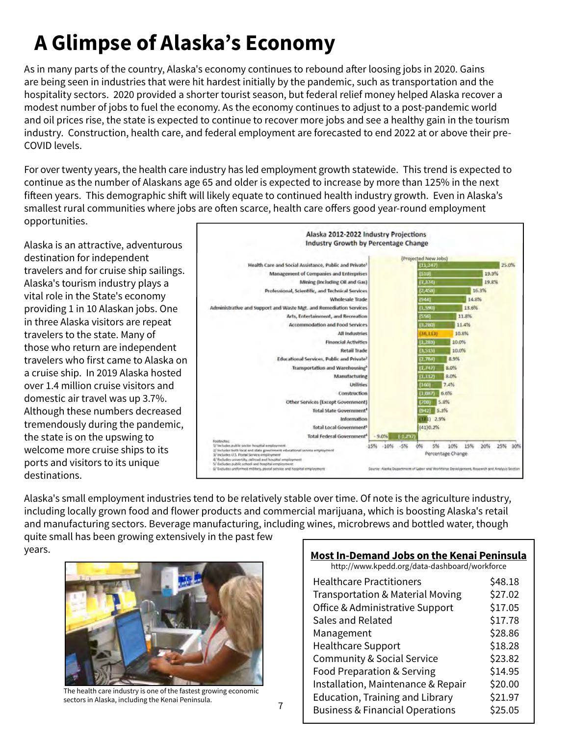# A Glimpse of Alaska's Economy

As in many parts of the country, Alaska's economy continues to rebound after loosing jobs in 2020. Gains are being seen in industries that were hit hardest initially by the pandemic, such as transportation and the hospitality sectors. 2020 provided a shorter tourist season, but federal relief money helped Alaska recover a modest number of jobs to fuel the economy. As the economy continues to adjust to a post-pandemic world and oil prices rise, the state is expected to continue to recover more jobs and see a healthy gain in the tourism industry. Construction, health care, and federal employment are forecasted to end 2022 at or above their pre-COVID levels.

For over twenty years, the health care industry has led employment growth statewide. This trend is expected to continue as the number of Alaskans age 65 and older is expected to increase by more than 125% in the next fifteen years. This demographic shift will likely equate to continued health industry growth. Even in Alaska's smallest rural communities where jobs are often scarce, health care offers good year-round employment opportunities.

Alaska is an attractive, adventurous destination for independent travelers and for cruise ship sailings. Alaska's tourism industry plays a vital role in the State's economy providing 1 in 10 Alaskan jobs. One in three Alaska visitors are repeat travelers to the state. Many of those who return are independent travelers who first came to Alaska on a cruise ship. In 2019 Alaska hosted over 1.4 million cruise visitors and domestic air travel was up 3.7%. Although these numbers decreased tremendously during the pandemic, the state is on the upswing to welcome more cruise ships to its ports and visitors to its unique destinations.

**Alaska 2012-2022 Industry Projections**
**Industry Growth by Percentage Change**

| Industry | Projected New Jobs | Percentage Change |
|---|---|---|
| Health Care and Social Assistance, Public and Private[1] | 11,247 | 25.0% |
| Management of Companies and Enterprises | 510 | 19.9% |
| Mining (Including Oil and Gas) | 3,374 | 19.8% |
| Professional, Scientific, and Technical Services | 2,458 | 16.3% |
| Wholesale Trade | 944 | 14.8% |
| Administrative and Support and Waste Mgt. and Remediation Services | 1,590 | 13.6% |
| Arts, Entertainment, and Recreation | 556 | 11.8% |
| Accommodation and Food Services | 3,280 | 11.4% |
| All Industries | 36,113 | 10.8% |
| Financial Activities | 1,283 | 10.0% |
| Retail Trade | 3,515 | 10.0% |
| Educational Services, Public and Private[2] | 2,784 | 8.9% |
| Transportation and Warehousing[3] | 1,747 | 8.0% |
| Manufacturing | 1,112 | 8.0% |
| Utilities | 160 | 7.4% |
| Construction | 1,087 | 6.6% |
| Other Services (Except Government) | 708 | 5.8% |
| Total State Government[4] | 942 | 5.3% |
| Information | 181 | 2.9% |
| Total Local Government[5] | 41 | 0.2% |
| Total Federal Government[6] | -1,297 | -9.0% |

Footnotes:
1/ Includes public sector hospital employment
2/ Includes both local and state government educational service employment
3/ Includes U.S. Postal Service employment
4/ Excludes university, railroad and hospital employment
5/ Excludes public school and hospital employment
6/ Excludes uniformed military, postal service and hospital employment

Source: Alaska Department of Labor and Workforce Development, Research and Analysis Section

Alaska's small employment industries tend to be relatively stable over time. Of note is the agriculture industry, including locally grown food and flower products and commercial marijuana, which is boosting Alaska's retail and manufacturing sectors. Beverage manufacturing, including wines, microbrews and bottled water, though quite small has been growing extensively in the past few years.

The health care industry is one of the fastest growing economic sectors in Alaska, including the Kenai Peninsula.

**Most In-Demand Jobs on the Kenai Peninsula**
http://www.kpedd.org/data-dashboard/workforce

| Occupation | Wage |
|---|---|
| Healthcare Practitioners | $48.18 |
| Transportation & Material Moving | $27.02 |
| Office & Administrative Support | $17.05 |
| Sales and Related | $17.78 |
| Management | $28.86 |
| Healthcare Support | $18.28 |
| Community & Social Service | $23.82 |
| Food Preparation & Serving | $14.95 |
| Installation, Maintenance & Repair | $20.00 |
| Education, Training and Library | $21.97 |
| Business & Financial Operations | $25.05 |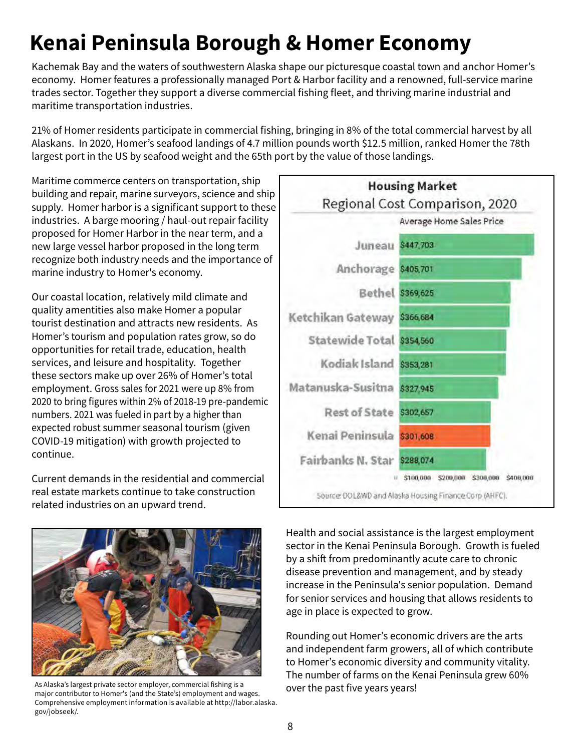# Kenai Peninsula Borough & Homer Economy

Kachemak Bay and the waters of southwestern Alaska shape our picturesque coastal town and anchor Homer's economy. Homer features a professionally managed Port & Harbor facility and a renowned, full-service marine trades sector. Together they support a diverse commercial fishing fleet, and thriving marine industrial and maritime transportation industries.

21% of Homer residents participate in commercial fishing, bringing in 8% of the total commercial harvest by all Alaskans. In 2020, Homer's seafood landings of 4.7 million pounds worth $12.5 million, ranked Homer the 78th largest port in the US by seafood weight and the 65th port by the value of those landings.

Maritime commerce centers on transportation, ship building and repair, marine surveyors, science and ship supply. Homer harbor is a significant support to these industries. A barge mooring / haul-out repair facility proposed for Homer Harbor in the near term, and a new large vessel harbor proposed in the long term recognize both industry needs and the importance of marine industry to Homer's economy.

Our coastal location, relatively mild climate and quality amentities also make Homer a popular tourist destination and attracts new residents. As Homer's tourism and population rates grow, so do opportunities for retail trade, education, health services, and leisure and hospitality. Together these sectors make up over 26% of Homer's total employment. Gross sales for 2021 were up 8% from 2020 to bring figures within 2% of 2018-19 pre-pandemic numbers. 2021 was fueled in part by a higher than expected robust summer seasonal tourism (given COVID-19 mitigation) with growth projected to continue.

Current demands in the residential and commercial real estate markets continue to take construction related industries on an upward trend.

**Housing Market**
Regional Cost Comparison, 2020

| Region | Average Home Sales Price |
|---|---|
| Juneau | $447,703 |
| Anchorage | $405,701 |
| Bethel | $369,625 |
| Ketchikan Gateway | $366,684 |
| Statewide Total | $354,560 |
| Kodiak Island | $353,281 |
| Matanuska-Susitna | $327,945 |
| Rest of State | $302,657 |
| Kenai Peninsula | $301,608 |
| Fairbanks N. Star | $288,074 |

Source: DOL&WD and Alaska Housing Finance Corp (AHFC).

As Alaska's largest private sector employer, commercial fishing is a major contributor to Homer's (and the State's) employment and wages. Comprehensive employment information is available at http://labor.alaska.gov/jobseek/.

Health and social assistance is the largest employment sector in the Kenai Peninsula Borough. Growth is fueled by a shift from predominantly acute care to chronic disease prevention and management, and by steady increase in the Peninsula's senior population. Demand for senior services and housing that allows residents to age in place is expected to grow.

Rounding out Homer's economic drivers are the arts and independent farm growers, all of which contribute to Homer's economic diversity and community vitality. The number of farms on the Kenai Peninsula grew 60% over the past five years years!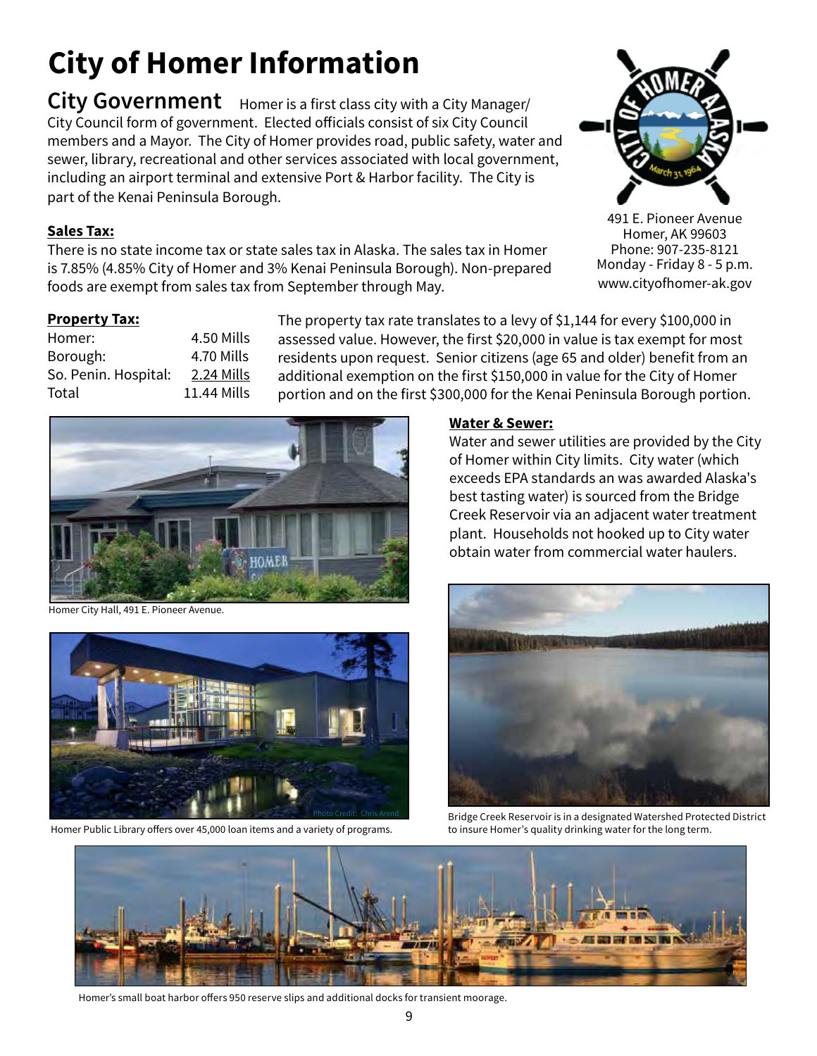# City of Homer Information

## City Government

Homer is a first class city with a City Manager/ City Council form of government. Elected officials consist of six City Council members and a Mayor. The City of Homer provides road, public safety, water and sewer, library, recreational and other services associated with local government, including an airport terminal and extensive Port & Harbor facility. The City is part of the Kenai Peninsula Borough.

491 E. Pioneer Avenue
Homer, AK 99603
Phone: 907-235-8121
Monday - Friday 8 - 5 p.m.
www.cityofhomer-ak.gov

**Sales Tax:**

There is no state income tax or state sales tax in Alaska. The sales tax in Homer is 7.85% (4.85% City of Homer and 3% Kenai Peninsula Borough). Non-prepared foods are exempt from sales tax from September through May.

**Property Tax:**

| | |
|---|---|
| Homer: | 4.50 Mills |
| Borough: | 4.70 Mills |
| So. Penin. Hospital: | 2.24 Mills |
| Total | 11.44 Mills |

The property tax rate translates to a levy of $1,144 for every $100,000 in assessed value. However, the first $20,000 in value is tax exempt for most residents upon request. Senior citizens (age 65 and older) benefit from an additional exemption on the first $150,000 in value for the City of Homer portion and on the first $300,000 for the Kenai Peninsula Borough portion.

Homer City Hall, 491 E. Pioneer Avenue.

Homer Public Library offers over 45,000 loan items and a variety of programs.

**Water & Sewer:**

Water and sewer utilities are provided by the City of Homer within City limits. City water (which exceeds EPA standards an was awarded Alaska's best tasting water) is sourced from the Bridge Creek Reservoir via an adjacent water treatment plant. Households not hooked up to City water obtain water from commercial water haulers.

Bridge Creek Reservoir is in a designated Watershed Protected District to insure Homer's quality drinking water for the long term.

Homer's small boat harbor offers 950 reserve slips and additional docks for transient moorage.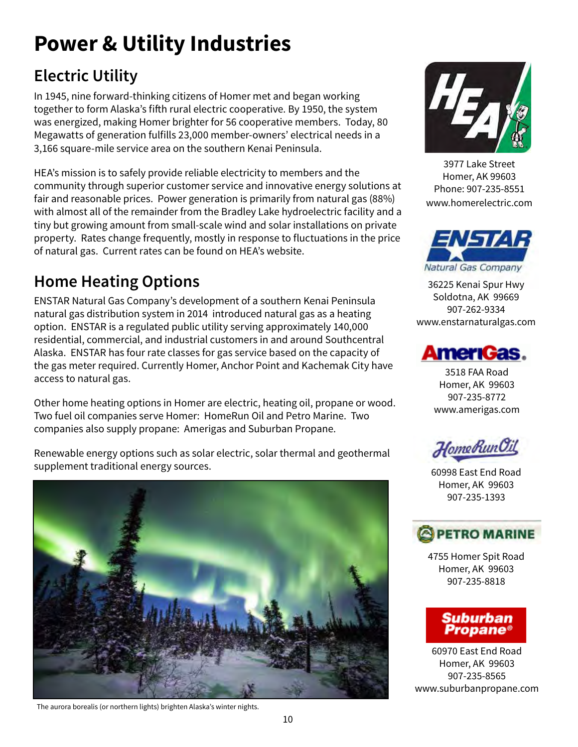# Power & Utility Industries

## Electric Utility

In 1945, nine forward-thinking citizens of Homer met and began working together to form Alaska's fifth rural electric cooperative. By 1950, the system was energized, making Homer brighter for 56 cooperative members. Today, 80 Megawatts of generation fulfills 23,000 member-owners' electrical needs in a 3,166 square-mile service area on the southern Kenai Peninsula.

HEA's mission is to safely provide reliable electricity to members and the community through superior customer service and innovative energy solutions at fair and reasonable prices. Power generation is primarily from natural gas (88%) with almost all of the remainder from the Bradley Lake hydroelectric facility and a tiny but growing amount from small-scale wind and solar installations on private property. Rates change frequently, mostly in response to fluctuations in the price of natural gas. Current rates can be found on HEA's website.

## Home Heating Options

ENSTAR Natural Gas Company's development of a southern Kenai Peninsula natural gas distribution system in 2014 introduced natural gas as a heating option. ENSTAR is a regulated public utility serving approximately 140,000 residential, commercial, and industrial customers in and around Southcentral Alaska. ENSTAR has four rate classes for gas service based on the capacity of the gas meter required. Currently Homer, Anchor Point and Kachemak City have access to natural gas.

Other home heating options in Homer are electric, heating oil, propane or wood. Two fuel oil companies serve Homer: HomeRun Oil and Petro Marine. Two companies also supply propane: Amerigas and Suburban Propane.

Renewable energy options such as solar electric, solar thermal and geothermal supplement traditional energy sources.

The aurora borealis (or northern lights) brighten Alaska's winter nights.

**HEA**
3977 Lake Street
Homer, AK 99603
Phone: 907-235-8551
www.homerelectric.com

**ENSTAR Natural Gas Company**
36225 Kenai Spur Hwy
Soldotna, AK 99669
907-262-9334
www.enstarnaturalgas.com

**AmeriGas**
3518 FAA Road
Homer, AK 99603
907-235-8772
www.amerigas.com

**HomeRun Oil**
60998 East End Road
Homer, AK 99603
907-235-1393

**Petro Marine**
4755 Homer Spit Road
Homer, AK 99603
907-235-8818

**Suburban Propane**
60970 East End Road
Homer, AK 99603
907-235-8565
www.suburbanpropane.com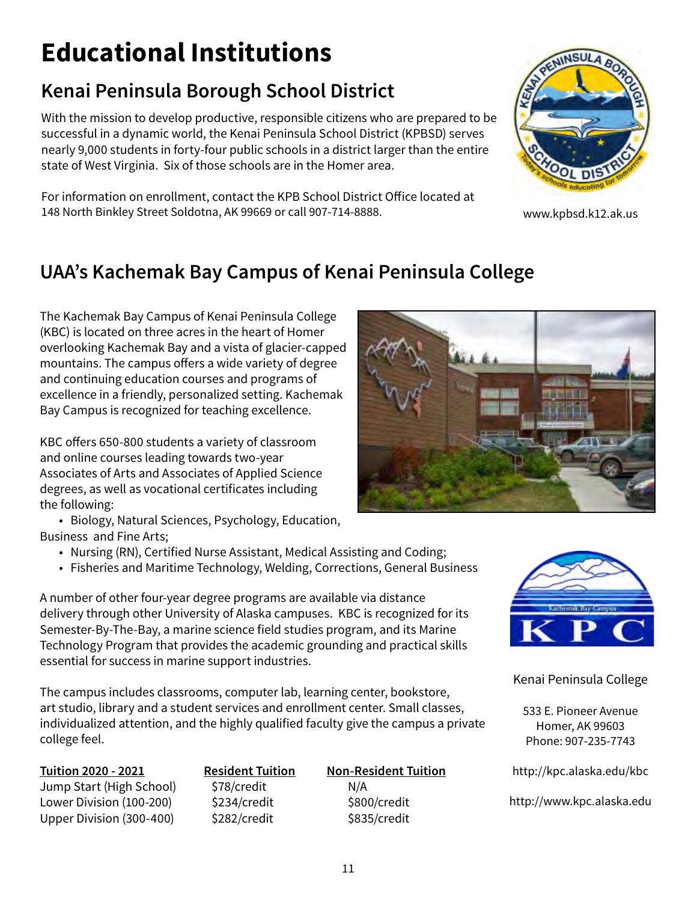# Educational Institutions

## Kenai Peninsula Borough School District

With the mission to develop productive, responsible citizens who are prepared to be successful in a dynamic world, the Kenai Peninsula School District (KPBSD) serves nearly 9,000 students in forty-four public schools in a district larger than the entire state of West Virginia. Six of those schools are in the Homer area.

For information on enrollment, contact the KPB School District Office located at 148 North Binkley Street Soldotna, AK 99669 or call 907-714-8888.

www.kpbsd.k12.ak.us

## UAA's Kachemak Bay Campus of Kenai Peninsula College

The Kachemak Bay Campus of Kenai Peninsula College (KBC) is located on three acres in the heart of Homer overlooking Kachemak Bay and a vista of glacier-capped mountains. The campus offers a wide variety of degree and continuing education courses and programs of excellence in a friendly, personalized setting. Kachemak Bay Campus is recognized for teaching excellence.

KBC offers 650-800 students a variety of classroom and online courses leading towards two-year Associates of Arts and Associates of Applied Science degrees, as well as vocational certificates including the following:

- Biology, Natural Sciences, Psychology, Education, Business and Fine Arts;
- Nursing (RN), Certified Nurse Assistant, Medical Assisting and Coding;
- Fisheries and Maritime Technology, Welding, Corrections, General Business

A number of other four-year degree programs are available via distance delivery through other University of Alaska campuses. KBC is recognized for its Semester-By-The-Bay, a marine science field studies program, and its Marine Technology Program that provides the academic grounding and practical skills essential for success in marine support industries.

The campus includes classrooms, computer lab, learning center, bookstore, art studio, library and a student services and enrollment center. Small classes, individualized attention, and the highly qualified faculty give the campus a private college feel.

| Tuition 2020 - 2021 | Resident Tuition | Non-Resident Tuition |
|---|---|---|
| Jump Start (High School) | $78/credit | N/A |
| Lower Division (100-200) | $234/credit | $800/credit |
| Upper Division (300-400) | $282/credit | $835/credit |

Kenai Peninsula College

533 E. Pioneer Avenue
Homer, AK 99603
Phone: 907-235-7743

http://kpc.alaska.edu/kbc

http://www.kpc.alaska.edu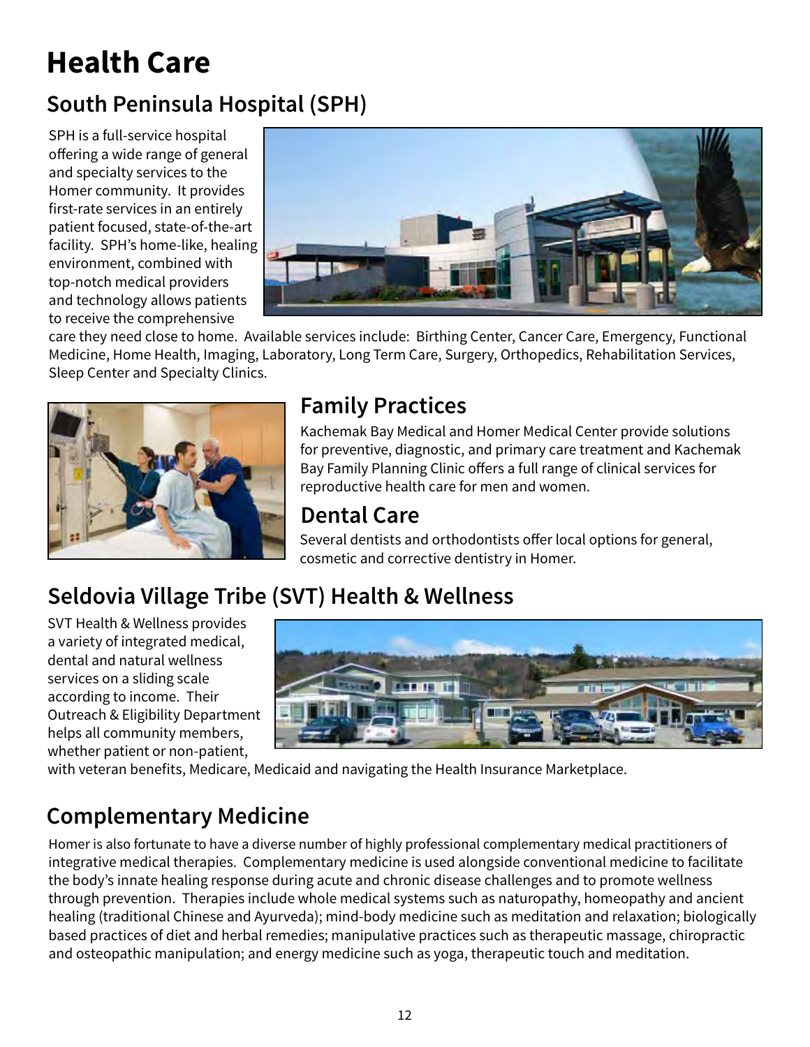# Health Care

## South Peninsula Hospital (SPH)

SPH is a full-service hospital offering a wide range of general and specialty services to the Homer community. It provides first-rate services in an entirely patient focused, state-of-the-art facility. SPH's home-like, healing environment, combined with top-notch medical providers and technology allows patients to receive the comprehensive care they need close to home. Available services include: Birthing Center, Cancer Care, Emergency, Functional Medicine, Home Health, Imaging, Laboratory, Long Term Care, Surgery, Orthopedics, Rehabilitation Services, Sleep Center and Specialty Clinics.

## Family Practices

Kachemak Bay Medical and Homer Medical Center provide solutions for preventive, diagnostic, and primary care treatment and Kachemak Bay Family Planning Clinic offers a full range of clinical services for reproductive health care for men and women.

## Dental Care

Several dentists and orthodontists offer local options for general, cosmetic and corrective dentistry in Homer.

## Seldovia Village Tribe (SVT) Health & Wellness

SVT Health & Wellness provides a variety of integrated medical, dental and natural wellness services on a sliding scale according to income. Their Outreach & Eligibility Department helps all community members, whether patient or non-patient, with veteran benefits, Medicare, Medicaid and navigating the Health Insurance Marketplace.

## Complementary Medicine

Homer is also fortunate to have a diverse number of highly professional complementary medical practitioners of integrative medical therapies. Complementary medicine is used alongside conventional medicine to facilitate the body's innate healing response during acute and chronic disease challenges and to promote wellness through prevention. Therapies include whole medical systems such as naturopathy, homeopathy and ancient healing (traditional Chinese and Ayurveda); mind-body medicine such as meditation and relaxation; biologically based practices of diet and herbal remedies; manipulative practices such as therapeutic massage, chiropractic and osteopathic manipulation; and energy medicine such as yoga, therapeutic touch and meditation.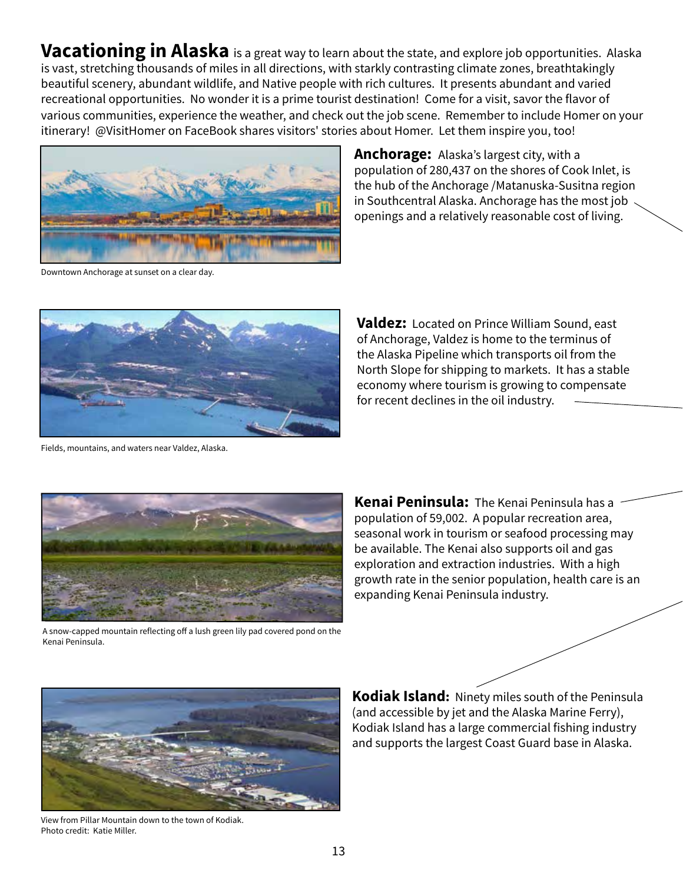**Vacationing in Alaska** is a great way to learn about the state, and explore job opportunities. Alaska is vast, stretching thousands of miles in all directions, with starkly contrasting climate zones, breathtakingly beautiful scenery, abundant wildlife, and Native people with rich cultures. It presents abundant and varied recreational opportunities. No wonder it is a prime tourist destination! Come for a visit, savor the flavor of various communities, experience the weather, and check out the job scene. Remember to include Homer on your itinerary! @VisitHomer on FaceBook shares visitors' stories about Homer. Let them inspire you, too!

Downtown Anchorage at sunset on a clear day.

**Anchorage:** Alaska's largest city, with a population of 280,437 on the shores of Cook Inlet, is the hub of the Anchorage /Matanuska-Susitna region in Southcentral Alaska. Anchorage has the most job openings and a relatively reasonable cost of living.

Fields, mountains, and waters near Valdez, Alaska.

**Valdez:** Located on Prince William Sound, east of Anchorage, Valdez is home to the terminus of the Alaska Pipeline which transports oil from the North Slope for shipping to markets. It has a stable economy where tourism is growing to compensate for recent declines in the oil industry.

A snow-capped mountain reflecting off a lush green lily pad covered pond on the Kenai Peninsula.

**Kenai Peninsula:** The Kenai Peninsula has a population of 59,002. A popular recreation area, seasonal work in tourism or seafood processing may be available. The Kenai also supports oil and gas exploration and extraction industries. With a high growth rate in the senior population, health care is an expanding Kenai Peninsula industry.

View from Pillar Mountain down to the town of Kodiak.
Photo credit: Katie Miller.

**Kodiak Island:** Ninety miles south of the Peninsula (and accessible by jet and the Alaska Marine Ferry), Kodiak Island has a large commercial fishing industry and supports the largest Coast Guard base in Alaska.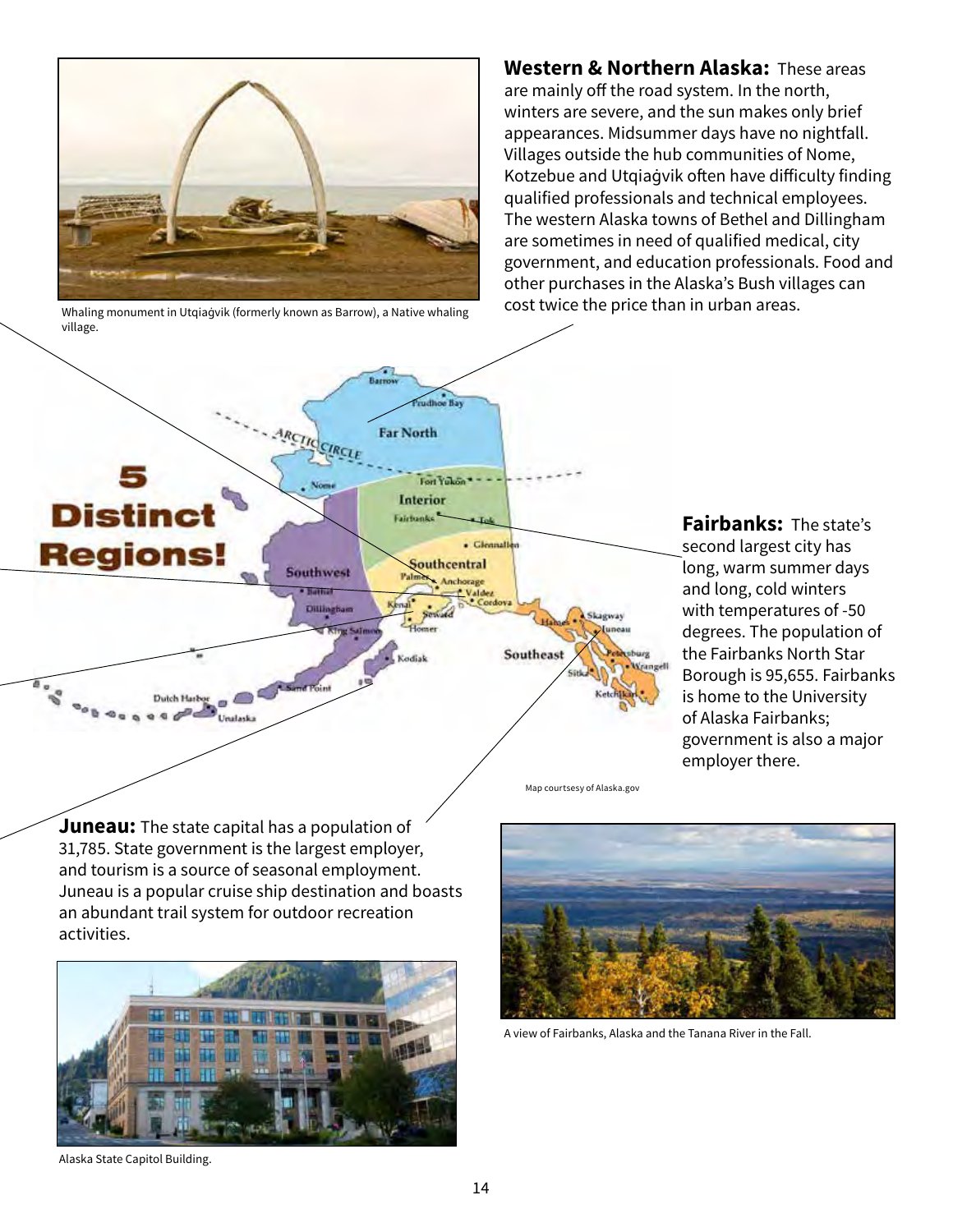Whaling monument in Utqiaġvik (formerly known as Barrow), a Native whaling village.

**Western & Northern Alaska:** These areas are mainly off the road system. In the north, winters are severe, and the sun makes only brief appearances. Midsummer days have no nightfall. Villages outside the hub communities of Nome, Kotzebue and Utqiaġvik often have difficulty finding qualified professionals and technical employees. The western Alaska towns of Bethel and Dillingham are sometimes in need of qualified medical, city government, and education professionals. Food and other purchases in the Alaska's Bush villages can cost twice the price than in urban areas.

5 Distinct Regions!

Far North

Interior

Southcentral

Southwest

Southeast

Barrow

Prudhoe Bay

ARCTIC CIRCLE

Nome

Fort Yukon

Fairbanks

Tok

Glennallen

Palmer

Anchorage

Valdez

Cordova

Kenai

Seward

Homer

Bethel

Dillingham

King Salmon

Kodiak

Sand Point

Dutch Harbor

Unalaska

Haines

Skagway

Juneau

Petersburg

Wrangell

Sitka

Ketchikan

**Fairbanks:** The state's second largest city has long, warm summer days and long, cold winters with temperatures of -50 degrees. The population of the Fairbanks North Star Borough is 95,655. Fairbanks is home to the University of Alaska Fairbanks; government is also a major employer there.

Map courtsesy of Alaska.gov

**Juneau:** The state capital has a population of 31,785. State government is the largest employer, and tourism is a source of seasonal employment. Juneau is a popular cruise ship destination and boasts an abundant trail system for outdoor recreation activities.

Alaska State Capitol Building.

A view of Fairbanks, Alaska and the Tanana River in the Fall.